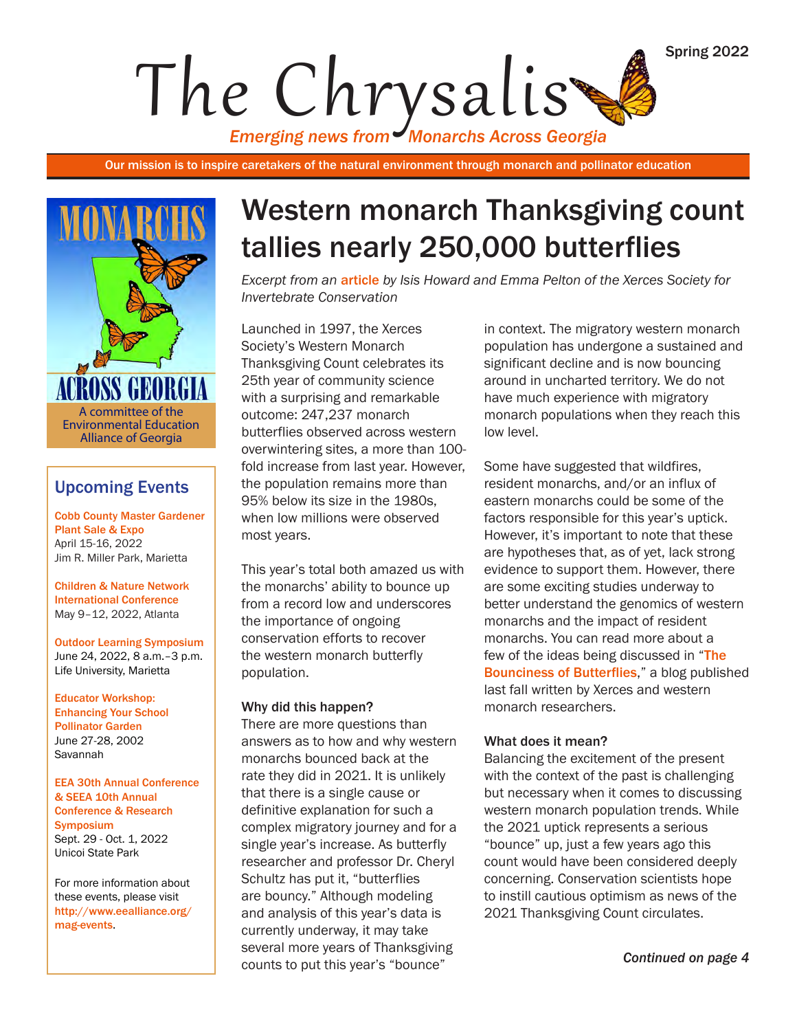# The Chrysalis

Spring 2022

*Emerging news from Monarchs Across Georgia*

Our mission is to inspire caretakers of the natural environment through monarch and pollinator education

MONARCHS ACROSS GEORGIA

A committee of the Environmental Education Alliance of Georgia

## Western monarch Thanksgiving count tallies nearly 250,000 butterflies

*Excerpt from an article by Isis Howard and Emma Pelton of the Xerces Society for Invertebrate Conservation*

Launched in 1997, the Xerces Society's Western Monarch Thanksgiving Count celebrates its 25th year of community science with a surprising and remarkable outcome: 247,237 monarch butterflies observed across western overwintering sites, a more than 100-fold increase from last year. However, the population remains more than 95% below its size in the 1980s, when low millions were observed most years.

This year's total both amazed us with the monarchs' ability to bounce up from a record low and underscores the importance of ongoing conservation efforts to recover the western monarch butterfly population.

**Why did this happen?**

There are more questions than answers as to how and why western monarchs bounced back at the rate they did in 2021. It is unlikely that there is a single cause or definitive explanation for such a complex migratory journey and for a single year's increase. As butterfly researcher and professor Dr. Cheryl Schultz has put it, "butterflies are bouncy." Although modeling and analysis of this year's data is currently underway, it may take several more years of Thanksgiving counts to put this year's "bounce" in context. The migratory western monarch population has undergone a sustained and significant decline and is now bouncing around in uncharted territory. We do not have much experience with migratory monarch populations when they reach this low level.

Some have suggested that wildfires, resident monarchs, and/or an influx of eastern monarchs could be some of the factors responsible for this year's uptick. However, it's important to note that these are hypotheses that, as of yet, lack strong evidence to support them. However, there are some exciting studies underway to better understand the genomics of western monarchs and the impact of resident monarchs. You can read more about a few of the ideas being discussed in "The Bounciness of Butterflies," a blog published last fall written by Xerces and western monarch researchers.

**What does it mean?**

Balancing the excitement of the present with the context of the past is challenging but necessary when it comes to discussing western monarch population trends. While the 2021 uptick represents a serious "bounce" up, just a few years ago this count would have been considered deeply concerning. Conservation scientists hope to instill cautious optimism as news of the 2021 Thanksgiving Count circulates.

*Continued on page 4*

## Upcoming Events

**Cobb County Master Gardener Plant Sale & Expo**
April 15-16, 2022
Jim R. Miller Park, Marietta

**Children & Nature Network International Conference**
May 9–12, 2022, Atlanta

**Outdoor Learning Symposium**
June 24, 2022, 8 a.m.–3 p.m.
Life University, Marietta

**Educator Workshop: Enhancing Your School Pollinator Garden**
June 27-28, 2002
Savannah

**EEA 30th Annual Conference & SEEA 10th Annual Conference & Research Symposium**
Sept. 29 - Oct. 1, 2022
Unicoi State Park

For more information about these events, please visit http://www.eealliance.org/mag-events.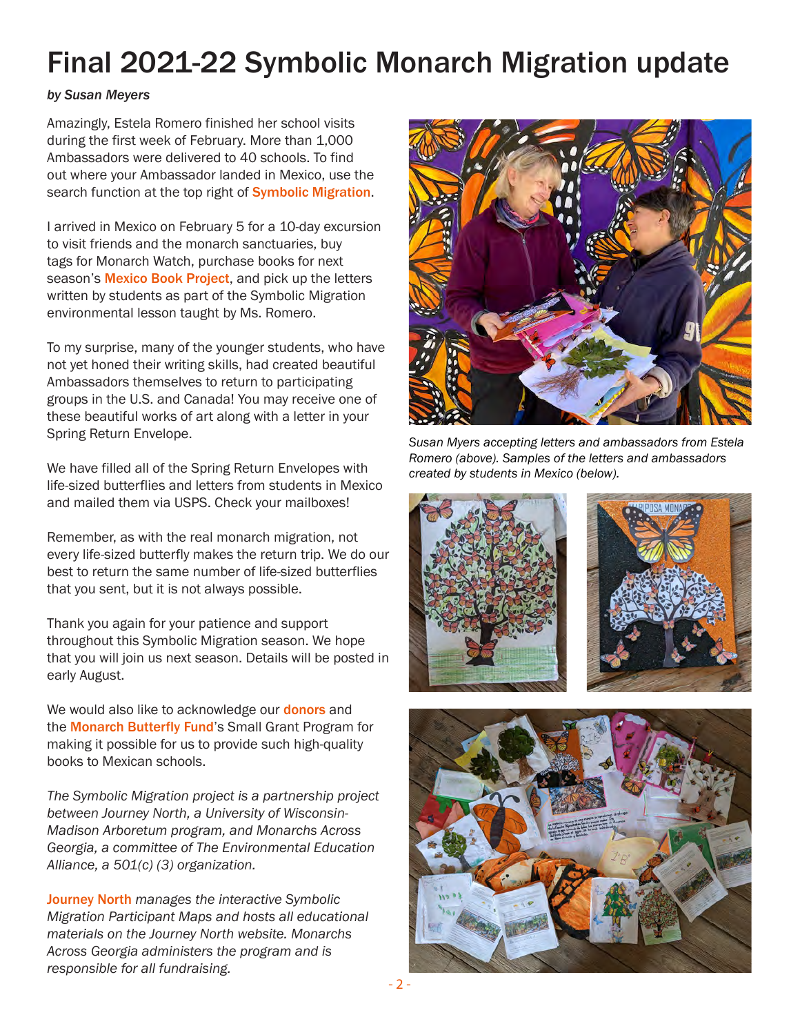# Final 2021-22 Symbolic Monarch Migration update

*by Susan Meyers*

Amazingly, Estela Romero finished her school visits during the first week of February. More than 1,000 Ambassadors were delivered to 40 schools. To find out where your Ambassador landed in Mexico, use the search function at the top right of **Symbolic Migration**.

I arrived in Mexico on February 5 for a 10-day excursion to visit friends and the monarch sanctuaries, buy tags for Monarch Watch, purchase books for next season's **Mexico Book Project**, and pick up the letters written by students as part of the Symbolic Migration environmental lesson taught by Ms. Romero.

To my surprise, many of the younger students, who have not yet honed their writing skills, had created beautiful Ambassadors themselves to return to participating groups in the U.S. and Canada! You may receive one of these beautiful works of art along with a letter in your Spring Return Envelope.

We have filled all of the Spring Return Envelopes with life-sized butterflies and letters from students in Mexico and mailed them via USPS. Check your mailboxes!

Remember, as with the real monarch migration, not every life-sized butterfly makes the return trip. We do our best to return the same number of life-sized butterflies that you sent, but it is not always possible.

Thank you again for your patience and support throughout this Symbolic Migration season. We hope that you will join us next season. Details will be posted in early August.

We would also like to acknowledge our **donors** and the **Monarch Butterfly Fund**'s Small Grant Program for making it possible for us to provide such high-quality books to Mexican schools.

*The Symbolic Migration project is a partnership project between Journey North, a University of Wisconsin-Madison Arboretum program, and Monarchs Across Georgia, a committee of The Environmental Education Alliance, a 501(c) (3) organization.*

**Journey North** *manages the interactive Symbolic Migration Participant Maps and hosts all educational materials on the Journey North website. Monarchs Across Georgia administers the program and is responsible for all fundraising.*

*Susan Myers accepting letters and ambassadors from Estela Romero (above). Samples of the letters and ambassadors created by students in Mexico (below).*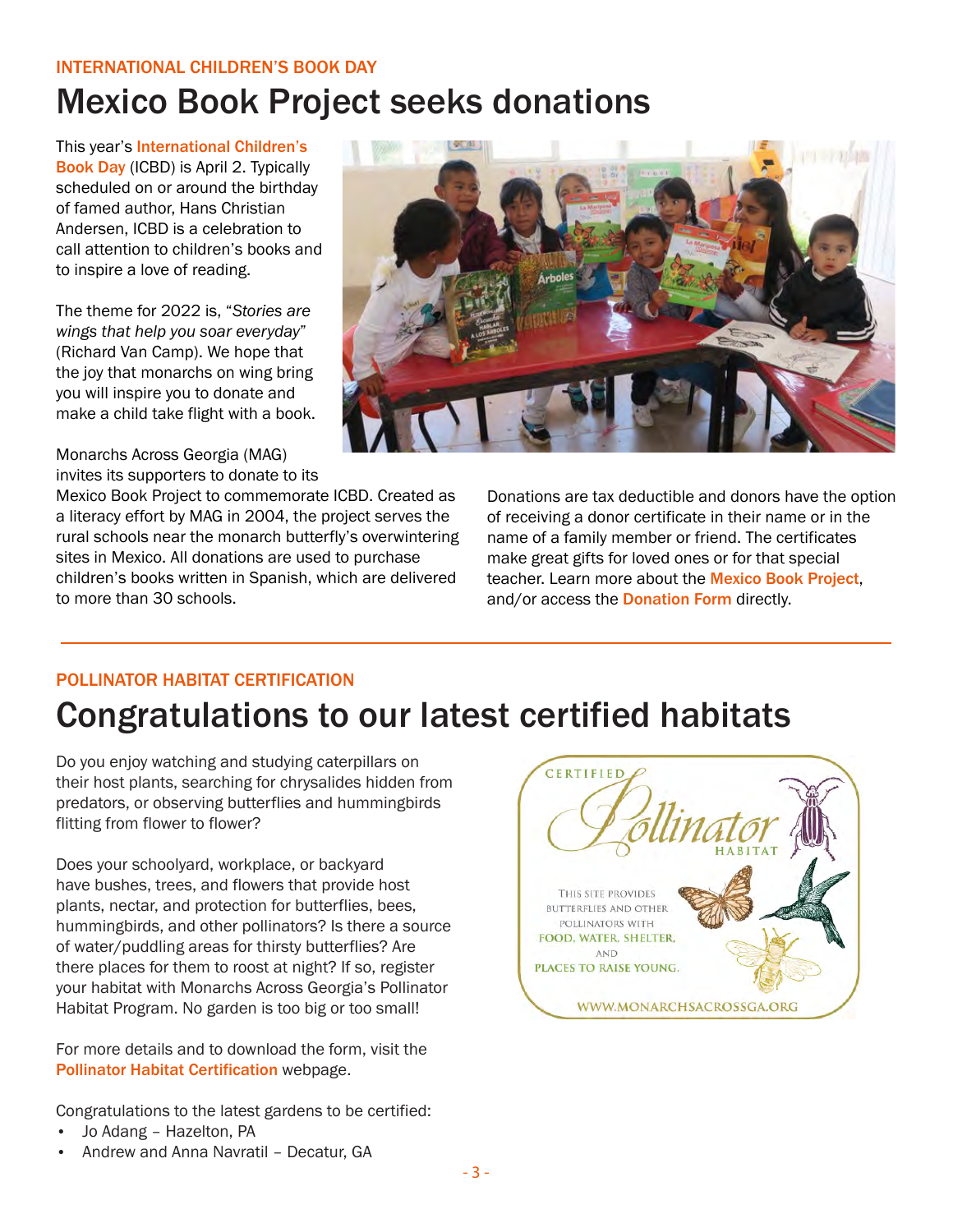INTERNATIONAL CHILDREN'S BOOK DAY

# Mexico Book Project seeks donations

This year's International Children's Book Day (ICBD) is April 2. Typically scheduled on or around the birthday of famed author, Hans Christian Andersen, ICBD is a celebration to call attention to children's books and to inspire a love of reading.

The theme for 2022 is, "*Stories are wings that help you soar everyday*" (Richard Van Camp). We hope that the joy that monarchs on wing bring you will inspire you to donate and make a child take flight with a book.

Monarchs Across Georgia (MAG) invites its supporters to donate to its Mexico Book Project to commemorate ICBD. Created as a literacy effort by MAG in 2004, the project serves the rural schools near the monarch butterfly's overwintering sites in Mexico. All donations are used to purchase children's books written in Spanish, which are delivered to more than 30 schools.

Donations are tax deductible and donors have the option of receiving a donor certificate in their name or in the name of a family member or friend. The certificates make great gifts for loved ones or for that special teacher. Learn more about the Mexico Book Project, and/or access the Donation Form directly.

POLLINATOR HABITAT CERTIFICATION

# Congratulations to our latest certified habitats

Do you enjoy watching and studying caterpillars on their host plants, searching for chrysalides hidden from predators, or observing butterflies and hummingbirds flitting from flower to flower?

Does your schoolyard, workplace, or backyard have bushes, trees, and flowers that provide host plants, nectar, and protection for butterflies, bees, hummingbirds, and other pollinators? Is there a source of water/puddling areas for thirsty butterflies? Are there places for them to roost at night? If so, register your habitat with Monarchs Across Georgia's Pollinator Habitat Program. No garden is too big or too small!

For more details and to download the form, visit the Pollinator Habitat Certification webpage.

Congratulations to the latest gardens to be certified:

- Jo Adang – Hazelton, PA
- Andrew and Anna Navratil – Decatur, GA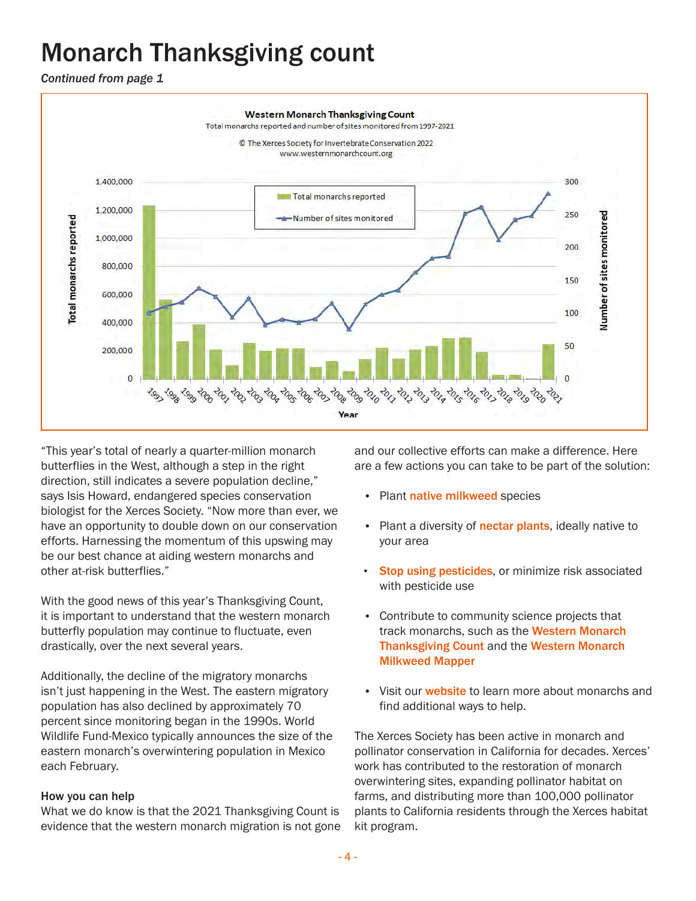# Monarch Thanksgiving count

*Continued from page 1*

"This year's total of nearly a quarter-million monarch butterflies in the West, although a step in the right direction, still indicates a severe population decline," says Isis Howard, endangered species conservation biologist for the Xerces Society. "Now more than ever, we have an opportunity to double down on our conservation efforts. Harnessing the momentum of this upswing may be our best chance at aiding western monarchs and other at-risk butterflies."

With the good news of this year's Thanksgiving Count, it is important to understand that the western monarch butterfly population may continue to fluctuate, even drastically, over the next several years.

Additionally, the decline of the migratory monarchs isn't just happening in the West. The eastern migratory population has also declined by approximately 70 percent since monitoring began in the 1990s. World Wildlife Fund-Mexico typically announces the size of the eastern monarch's overwintering population in Mexico each February.

**How you can help**

What we do know is that the 2021 Thanksgiving Count is evidence that the western monarch migration is not gone and our collective efforts can make a difference. Here are a few actions you can take to be part of the solution:

- Plant native milkweed species
- Plant a diversity of nectar plants, ideally native to your area
- Stop using pesticides, or minimize risk associated with pesticide use
- Contribute to community science projects that track monarchs, such as the Western Monarch Thanksgiving Count and the Western Monarch Milkweed Mapper
- Visit our website to learn more about monarchs and find additional ways to help.

The Xerces Society has been active in monarch and pollinator conservation in California for decades. Xerces' work has contributed to the restoration of monarch overwintering sites, expanding pollinator habitat on farms, and distributing more than 100,000 pollinator plants to California residents through the Xerces habitat kit program.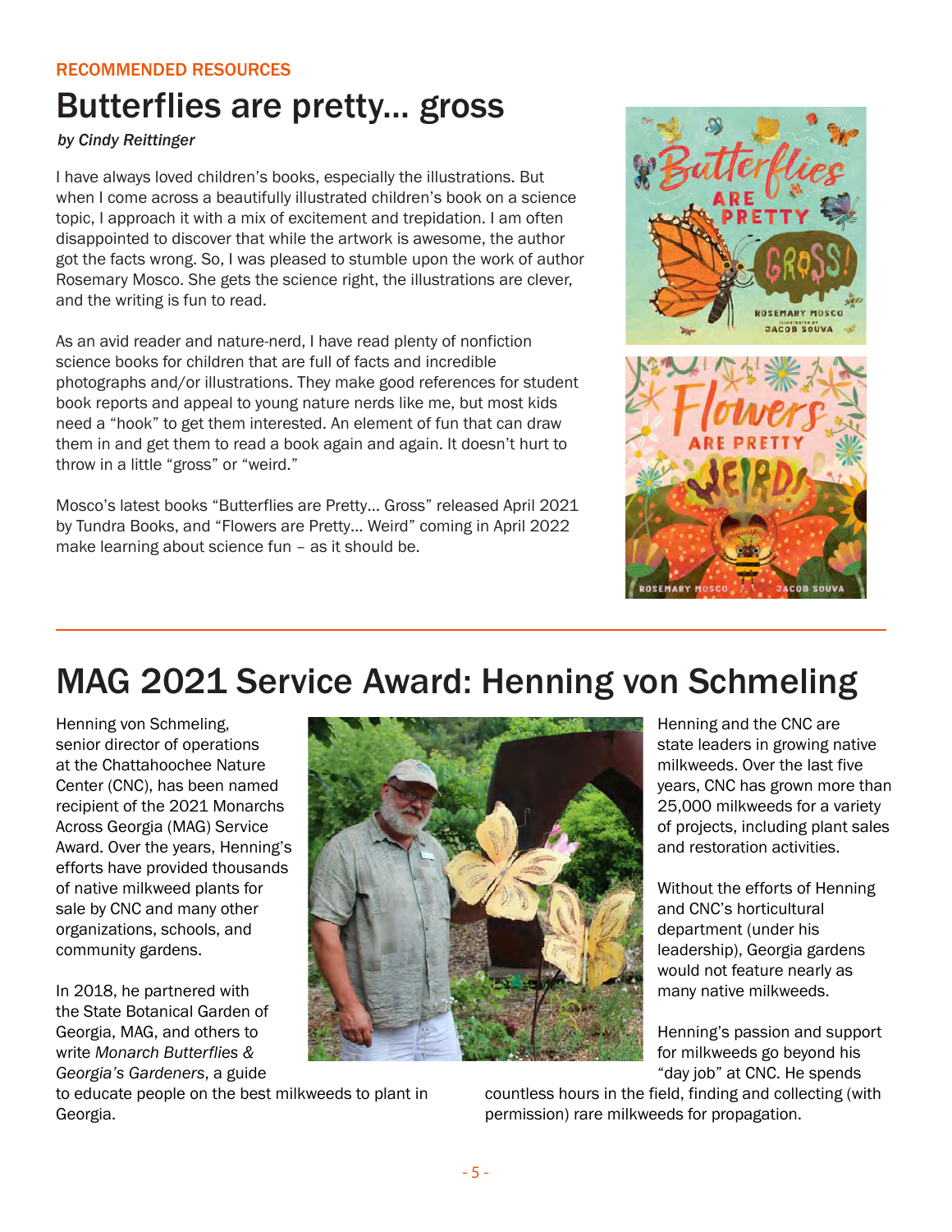RECOMMENDED RESOURCES

# Butterflies are pretty... gross

*by Cindy Reittinger*

I have always loved children's books, especially the illustrations. But when I come across a beautifully illustrated children's book on a science topic, I approach it with a mix of excitement and trepidation. I am often disappointed to discover that while the artwork is awesome, the author got the facts wrong. So, I was pleased to stumble upon the work of author Rosemary Mosco. She gets the science right, the illustrations are clever, and the writing is fun to read.

As an avid reader and nature-nerd, I have read plenty of nonfiction science books for children that are full of facts and incredible photographs and/or illustrations. They make good references for student book reports and appeal to young nature nerds like me, but most kids need a "hook" to get them interested. An element of fun that can draw them in and get them to read a book again and again. It doesn't hurt to throw in a little "gross" or "weird."

Mosco's latest books "Butterflies are Pretty... Gross" released April 2021 by Tundra Books, and "Flowers are Pretty... Weird" coming in April 2022 make learning about science fun – as it should be.

# MAG 2021 Service Award: Henning von Schmeling

Henning von Schmeling, senior director of operations at the Chattahoochee Nature Center (CNC), has been named recipient of the 2021 Monarchs Across Georgia (MAG) Service Award. Over the years, Henning's efforts have provided thousands of native milkweed plants for sale by CNC and many other organizations, schools, and community gardens.

In 2018, he partnered with the State Botanical Garden of Georgia, MAG, and others to write *Monarch Butterflies & Georgia's Gardeners*, a guide to educate people on the best milkweeds to plant in Georgia.

Henning and the CNC are state leaders in growing native milkweeds. Over the last five years, CNC has grown more than 25,000 milkweeds for a variety of projects, including plant sales and restoration activities.

Without the efforts of Henning and CNC's horticultural department (under his leadership), Georgia gardens would not feature nearly as many native milkweeds.

Henning's passion and support for milkweeds go beyond his "day job" at CNC. He spends countless hours in the field, finding and collecting (with permission) rare milkweeds for propagation.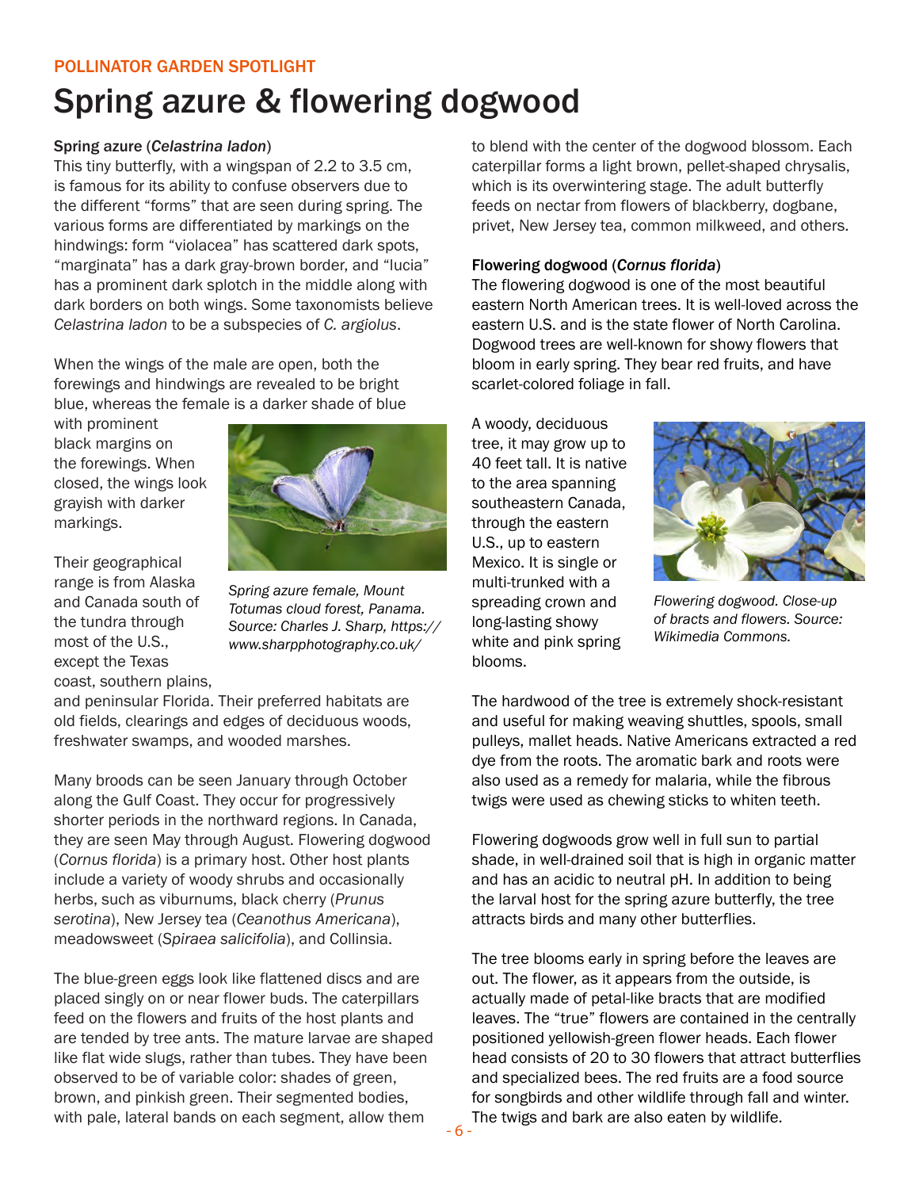POLLINATOR GARDEN SPOTLIGHT

# Spring azure & flowering dogwood

**Spring azure (*Celastrina ladon*)**

This tiny butterfly, with a wingspan of 2.2 to 3.5 cm, is famous for its ability to confuse observers due to the different "forms" that are seen during spring. The various forms are differentiated by markings on the hindwings: form "violacea" has scattered dark spots, "marginata" has a dark gray-brown border, and "lucia" has a prominent dark splotch in the middle along with dark borders on both wings. Some taxonomists believe *Celastrina ladon* to be a subspecies of *C. argiolus*.

When the wings of the male are open, both the forewings and hindwings are revealed to be bright blue, whereas the female is a darker shade of blue with prominent black margins on the forewings. When closed, the wings look grayish with darker markings.

*Spring azure female, Mount Totumas cloud forest, Panama. Source: Charles J. Sharp, https://www.sharpphotography.co.uk/*

Their geographical range is from Alaska and Canada south of the tundra through most of the U.S., except the Texas coast, southern plains, and peninsular Florida. Their preferred habitats are old fields, clearings and edges of deciduous woods, freshwater swamps, and wooded marshes.

Many broods can be seen January through October along the Gulf Coast. They occur for progressively shorter periods in the northward regions. In Canada, they are seen May through August. Flowering dogwood (*Cornus florida*) is a primary host. Other host plants include a variety of woody shrubs and occasionally herbs, such as viburnums, black cherry (*Prunus serotina*), New Jersey tea (*Ceanothus Americana*), meadowsweet (*Spiraea salicifolia*), and Collinsia.

The blue-green eggs look like flattened discs and are placed singly on or near flower buds. The caterpillars feed on the flowers and fruits of the host plants and are tended by tree ants. The mature larvae are shaped like flat wide slugs, rather than tubes. They have been observed to be of variable color: shades of green, brown, and pinkish green. Their segmented bodies, with pale, lateral bands on each segment, allow them to blend with the center of the dogwood blossom. Each caterpillar forms a light brown, pellet-shaped chrysalis, which is its overwintering stage. The adult butterfly feeds on nectar from flowers of blackberry, dogbane, privet, New Jersey tea, common milkweed, and others.

**Flowering dogwood (*Cornus florida*)**

The flowering dogwood is one of the most beautiful eastern North American trees. It is well-loved across the eastern U.S. and is the state flower of North Carolina. Dogwood trees are well-known for showy flowers that bloom in early spring. They bear red fruits, and have scarlet-colored foliage in fall.

A woody, deciduous tree, it may grow up to 40 feet tall. It is native to the area spanning southeastern Canada, through the eastern U.S., up to eastern Mexico. It is single or multi-trunked with a spreading crown and long-lasting showy white and pink spring blooms.

*Flowering dogwood. Close-up of bracts and flowers. Source: Wikimedia Commons.*

The hardwood of the tree is extremely shock-resistant and useful for making weaving shuttles, spools, small pulleys, mallet heads. Native Americans extracted a red dye from the roots. The aromatic bark and roots were also used as a remedy for malaria, while the fibrous twigs were used as chewing sticks to whiten teeth.

Flowering dogwoods grow well in full sun to partial shade, in well-drained soil that is high in organic matter and has an acidic to neutral pH. In addition to being the larval host for the spring azure butterfly, the tree attracts birds and many other butterflies.

The tree blooms early in spring before the leaves are out. The flower, as it appears from the outside, is actually made of petal-like bracts that are modified leaves. The "true" flowers are contained in the centrally positioned yellowish-green flower heads. Each flower head consists of 20 to 30 flowers that attract butterflies and specialized bees. The red fruits are a food source for songbirds and other wildlife through fall and winter. The twigs and bark are also eaten by wildlife.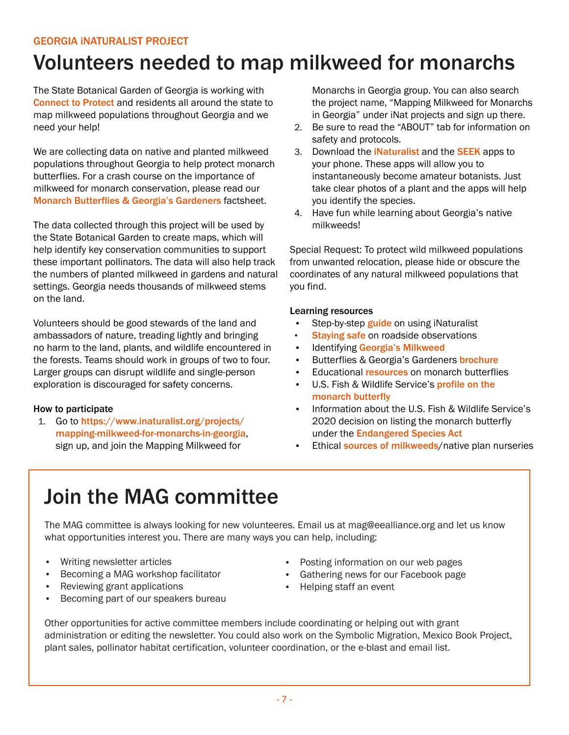GEORGIA iNATURALIST PROJECT

# Volunteers needed to map milkweed for monarchs

The State Botanical Garden of Georgia is working with Connect to Protect and residents all around the state to map milkweed populations throughout Georgia and we need your help!

We are collecting data on native and planted milkweed populations throughout Georgia to help protect monarch butterflies. For a crash course on the importance of milkweed for monarch conservation, please read our **Monarch Butterflies & Georgia's Gardeners** factsheet.

The data collected through this project will be used by the State Botanical Garden to create maps, which will help identify key conservation communities to support these important pollinators. The data will also help track the numbers of planted milkweed in gardens and natural settings. Georgia needs thousands of milkweed stems on the land.

Volunteers should be good stewards of the land and ambassadors of nature, treading lightly and bringing no harm to the land, plants, and wildlife encountered in the forests. Teams should work in groups of two to four. Larger groups can disrupt wildlife and single-person exploration is discouraged for safety concerns.

**How to participate**

1. Go to **https://www.inaturalist.org/projects/mapping-milkweed-for-monarchs-in-georgia**, sign up, and join the Mapping Milkweed for Monarchs in Georgia group. You can also search the project name, "Mapping Milkweed for Monarchs in Georgia" under iNat projects and sign up there.
2. Be sure to read the "ABOUT" tab for information on safety and protocols.
3. Download the **iNaturalist** and the **SEEK** apps to your phone. These apps will allow you to instantaneously become amateur botanists. Just take clear photos of a plant and the apps will help you identify the species.
4. Have fun while learning about Georgia's native milkweeds!

Special Request: To protect wild milkweed populations from unwanted relocation, please hide or obscure the coordinates of any natural milkweed populations that you find.

**Learning resources**

- Step-by-step **guide** on using iNaturalist
- **Staying safe** on roadside observations
- Identifying **Georgia's Milkweed**
- Butterflies & Georgia's Gardeners **brochure**
- Educational **resources** on monarch butterflies
- U.S. Fish & Wildlife Service's **profile on the monarch butterfly**
- Information about the U.S. Fish & Wildlife Service's 2020 decision on listing the monarch butterfly under the **Endangered Species Act**
- Ethical **sources of milkweeds**/native plan nurseries

# Join the MAG committee

The MAG committee is always looking for new volunteeres. Email us at mag@eealliance.org and let us know what opportunities interest you. There are many ways you can help, including:

- Writing newsletter articles
- Becoming a MAG workshop facilitator
- Reviewing grant applications
- Becoming part of our speakers bureau
- Posting information on our web pages
- Gathering news for our Facebook page
- Helping staff an event

Other opportunities for active committee members include coordinating or helping out with grant administration or editing the newsletter. You could also work on the Symbolic Migration, Mexico Book Project, plant sales, pollinator habitat certification, volunteer coordination, or the e-blast and email list.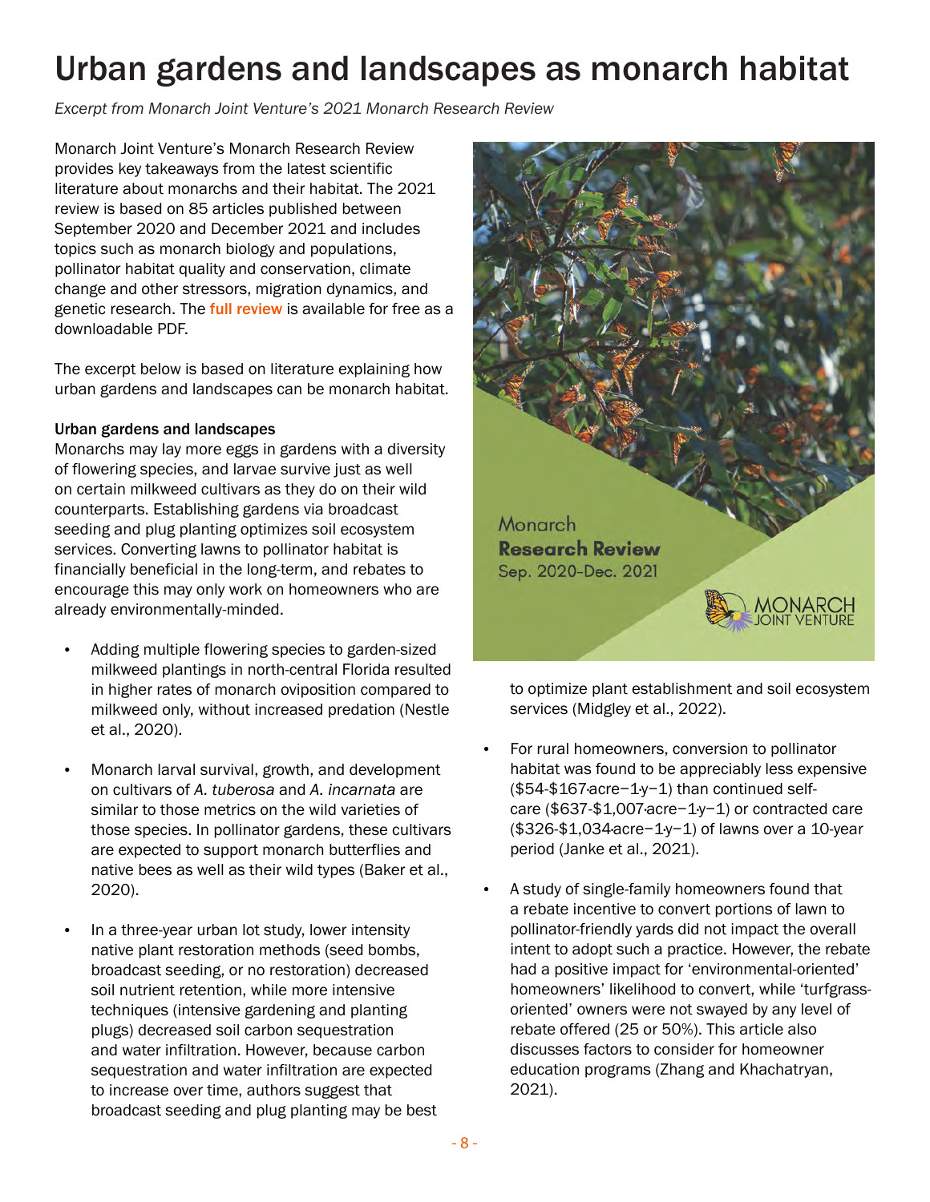# Urban gardens and landscapes as monarch habitat

*Excerpt from Monarch Joint Venture's 2021 Monarch Research Review*

Monarch Joint Venture's Monarch Research Review provides key takeaways from the latest scientific literature about monarchs and their habitat. The 2021 review is based on 85 articles published between September 2020 and December 2021 and includes topics such as monarch biology and populations, pollinator habitat quality and conservation, climate change and other stressors, migration dynamics, and genetic research. The **full review** is available for free as a downloadable PDF.

The excerpt below is based on literature explaining how urban gardens and landscapes can be monarch habitat.

### Urban gardens and landscapes

Monarchs may lay more eggs in gardens with a diversity of flowering species, and larvae survive just as well on certain milkweed cultivars as they do on their wild counterparts. Establishing gardens via broadcast seeding and plug planting optimizes soil ecosystem services. Converting lawns to pollinator habitat is financially beneficial in the long-term, and rebates to encourage this may only work on homeowners who are already environmentally-minded.

- Adding multiple flowering species to garden-sized milkweed plantings in north-central Florida resulted in higher rates of monarch oviposition compared to milkweed only, without increased predation (Nestle et al., 2020).
- Monarch larval survival, growth, and development on cultivars of *A. tuberosa* and *A. incarnata* are similar to those metrics on the wild varieties of those species. In pollinator gardens, these cultivars are expected to support monarch butterflies and native bees as well as their wild types (Baker et al., 2020).
- In a three-year urban lot study, lower intensity native plant restoration methods (seed bombs, broadcast seeding, or no restoration) decreased soil nutrient retention, while more intensive techniques (intensive gardening and planting plugs) decreased soil carbon sequestration and water infiltration. However, because carbon sequestration and water infiltration are expected to increase over time, authors suggest that broadcast seeding and plug planting may be best to optimize plant establishment and soil ecosystem services (Midgley et al., 2022).
- For rural homeowners, conversion to pollinator habitat was found to be appreciably less expensive (\$54-\$167·acre$^{-1}$·y$^{-1}$) than continued self-care (\$637-\$1,007·acre$^{-1}$·y$^{-1}$) or contracted care (\$326-\$1,034·acre$^{-1}$·y$^{-1}$) of lawns over a 10-year period (Janke et al., 2021).
- A study of single-family homeowners found that a rebate incentive to convert portions of lawn to pollinator-friendly yards did not impact the overall intent to adopt such a practice. However, the rebate had a positive impact for 'environmental-oriented' homeowners' likelihood to convert, while 'turfgrass-oriented' owners were not swayed by any level of rebate offered (25 or 50%). This article also discusses factors to consider for homeowner education programs (Zhang and Khachatryan, 2021).

Monarch
**Research Review**
Sep. 2020-Dec. 2021

MONARCH JOINT VENTURE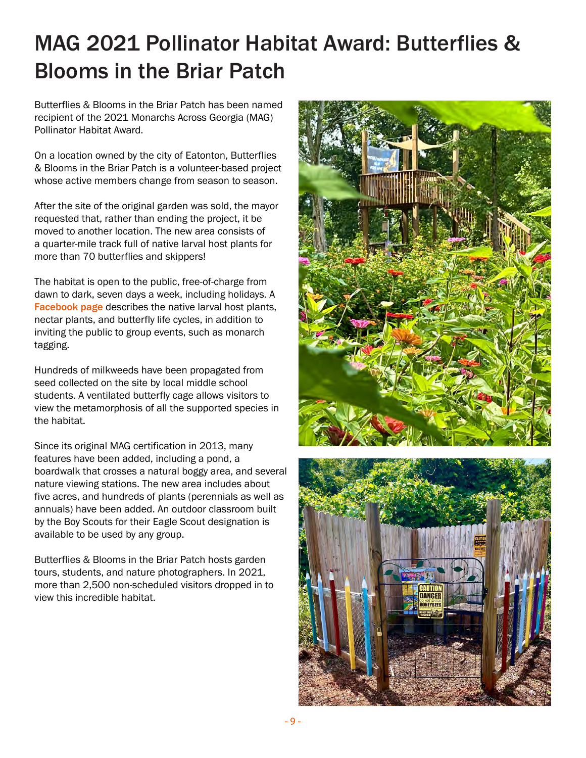# MAG 2021 Pollinator Habitat Award: Butterflies & Blooms in the Briar Patch

Butterflies & Blooms in the Briar Patch has been named recipient of the 2021 Monarchs Across Georgia (MAG) Pollinator Habitat Award.

On a location owned by the city of Eatonton, Butterflies & Blooms in the Briar Patch is a volunteer-based project whose active members change from season to season.

After the site of the original garden was sold, the mayor requested that, rather than ending the project, it be moved to another location. The new area consists of a quarter-mile track full of native larval host plants for more than 70 butterflies and skippers!

The habitat is open to the public, free-of-charge from dawn to dark, seven days a week, including holidays. A Facebook page describes the native larval host plants, nectar plants, and butterfly life cycles, in addition to inviting the public to group events, such as monarch tagging.

Hundreds of milkweeds have been propagated from seed collected on the site by local middle school students. A ventilated butterfly cage allows visitors to view the metamorphosis of all the supported species in the habitat.

Since its original MAG certification in 2013, many features have been added, including a pond, a boardwalk that crosses a natural boggy area, and several nature viewing stations. The new area includes about five acres, and hundreds of plants (perennials as well as annuals) have been added. An outdoor classroom built by the Boy Scouts for their Eagle Scout designation is available to be used by any group.

Butterflies & Blooms in the Briar Patch hosts garden tours, students, and nature photographers. In 2021, more than 2,500 non-scheduled visitors dropped in to view this incredible habitat.